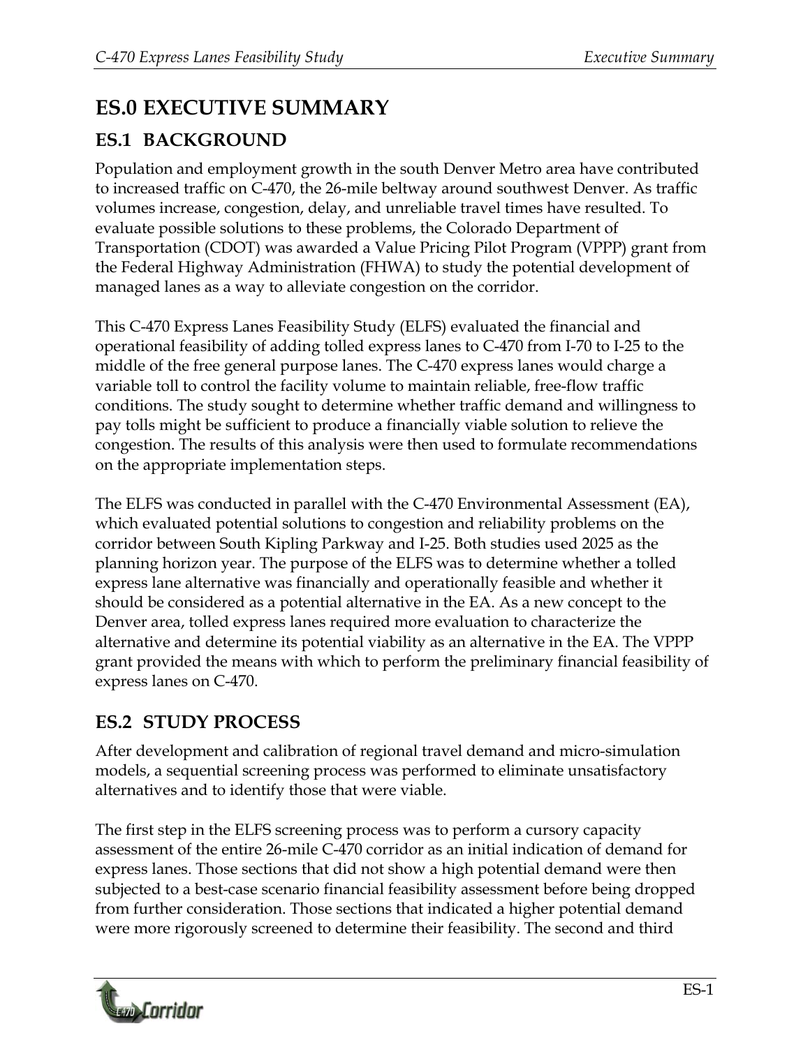# ES.0 EXECUTIVE SUMMARY

## ES.1 BACKGROUND

Population and employment growth in the south Denver Metro area have contributed to increased traffic on C-470, the 26-mile beltway around southwest Denver. As traffic volumes increase, congestion, delay, and unreliable travel times have resulted. To evaluate possible solutions to these problems, the Colorado Department of Transportation (CDOT) was awarded a Value Pricing Pilot Program (VPPP) grant from the Federal Highway Administration (FHWA) to study the potential development of managed lanes as a way to alleviate congestion on the corridor.

This C-470 Express Lanes Feasibility Study (ELFS) evaluated the financial and operational feasibility of adding tolled express lanes to C-470 from I-70 to I-25 to the middle of the free general purpose lanes. The C-470 express lanes would charge a variable toll to control the facility volume to maintain reliable, free-flow traffic conditions. The study sought to determine whether traffic demand and willingness to pay tolls might be sufficient to produce a financially viable solution to relieve the congestion. The results of this analysis were then used to formulate recommendations on the appropriate implementation steps.

The ELFS was conducted in parallel with the C-470 Environmental Assessment (EA), which evaluated potential solutions to congestion and reliability problems on the corridor between South Kipling Parkway and I-25. Both studies used 2025 as the planning horizon year. The purpose of the ELFS was to determine whether a tolled express lane alternative was financially and operationally feasible and whether it should be considered as a potential alternative in the EA. As a new concept to the Denver area, tolled express lanes required more evaluation to characterize the alternative and determine its potential viability as an alternative in the EA. The VPPP grant provided the means with which to perform the preliminary financial feasibility of express lanes on C-470.

## ES.2 STUDY PROCESS

After development and calibration of regional travel demand and micro-simulation models, a sequential screening process was performed to eliminate unsatisfactory alternatives and to identify those that were viable.

The first step in the ELFS screening process was to perform a cursory capacity assessment of the entire 26-mile C-470 corridor as an initial indication of demand for express lanes. Those sections that did not show a high potential demand were then subjected to a best-case scenario financial feasibility assessment before being dropped from further consideration. Those sections that indicated a higher potential demand were more rigorously screened to determine their feasibility. The second and third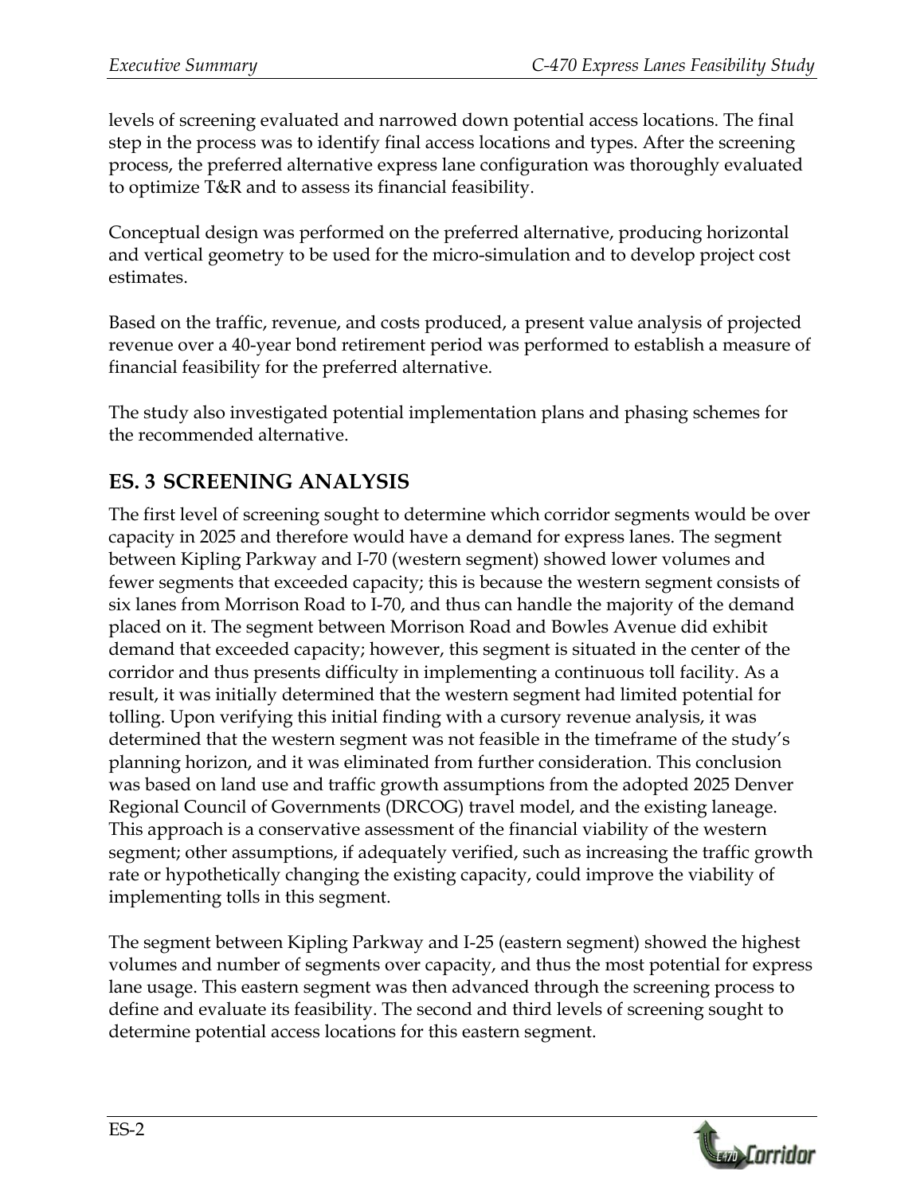levels of screening evaluated and narrowed down potential access locations. The final step in the process was to identify final access locations and types. After the screening process, the preferred alternative express lane configuration was thoroughly evaluated to optimize T&R and to assess its financial feasibility.

Conceptual design was performed on the preferred alternative, producing horizontal and vertical geometry to be used for the micro-simulation and to develop project cost estimates.

Based on the traffic, revenue, and costs produced, a present value analysis of projected revenue over a 40-year bond retirement period was performed to establish a measure of financial feasibility for the preferred alternative.

The study also investigated potential implementation plans and phasing schemes for the recommended alternative.

## ES. 3 SCREENING ANALYSIS

The first level of screening sought to determine which corridor segments would be over capacity in 2025 and therefore would have a demand for express lanes. The segment between Kipling Parkway and I-70 (western segment) showed lower volumes and fewer segments that exceeded capacity; this is because the western segment consists of six lanes from Morrison Road to I-70, and thus can handle the majority of the demand placed on it. The segment between Morrison Road and Bowles Avenue did exhibit demand that exceeded capacity; however, this segment is situated in the center of the corridor and thus presents difficulty in implementing a continuous toll facility. As a result, it was initially determined that the western segment had limited potential for tolling. Upon verifying this initial finding with a cursory revenue analysis, it was determined that the western segment was not feasible in the timeframe of the study's planning horizon, and it was eliminated from further consideration. This conclusion was based on land use and traffic growth assumptions from the adopted 2025 Denver Regional Council of Governments (DRCOG) travel model, and the existing laneage. This approach is a conservative assessment of the financial viability of the western segment; other assumptions, if adequately verified, such as increasing the traffic growth rate or hypothetically changing the existing capacity, could improve the viability of implementing tolls in this segment.

The segment between Kipling Parkway and I-25 (eastern segment) showed the highest volumes and number of segments over capacity, and thus the most potential for express lane usage. This eastern segment was then advanced through the screening process to define and evaluate its feasibility. The second and third levels of screening sought to determine potential access locations for this eastern segment.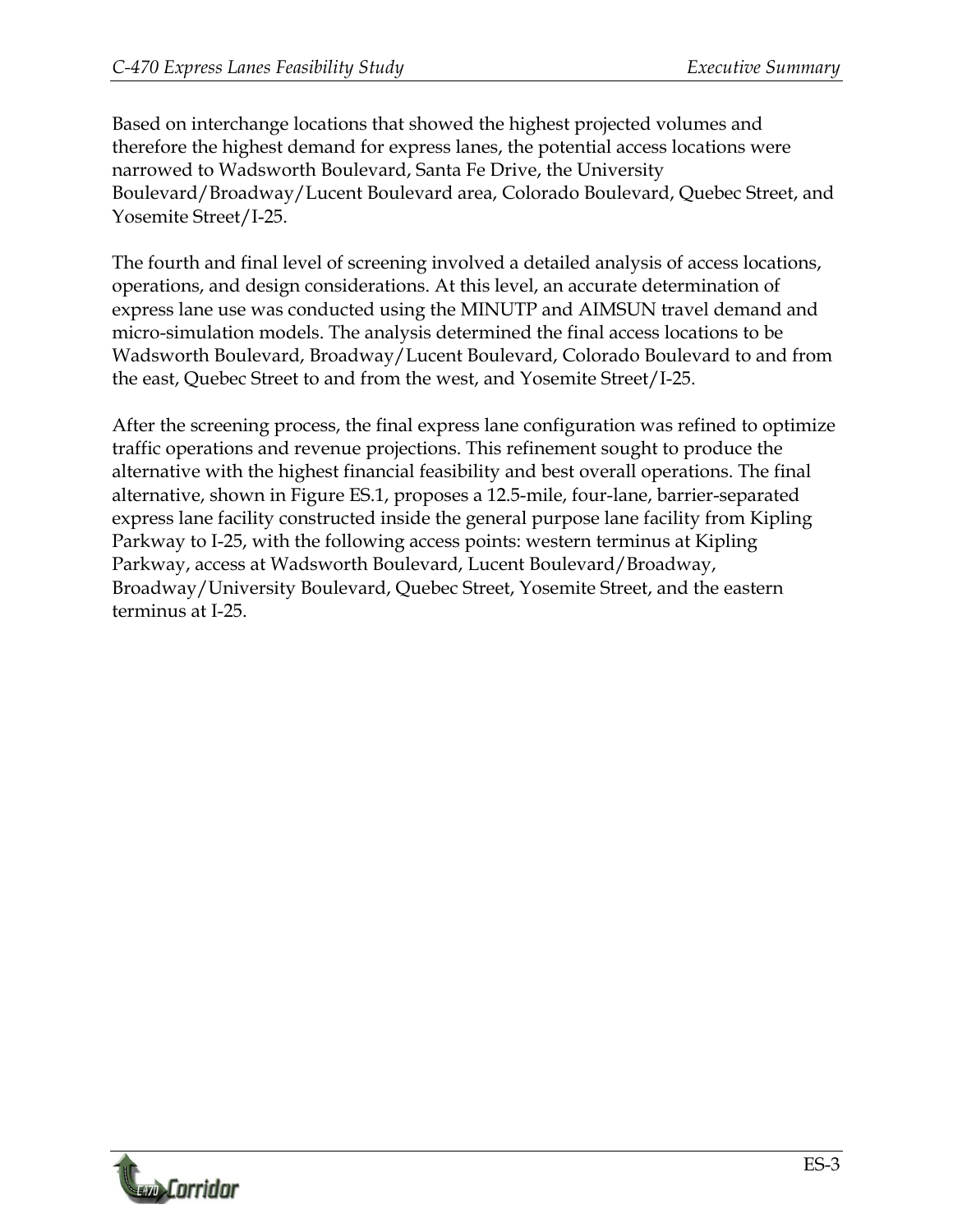Based on interchange locations that showed the highest projected volumes and therefore the highest demand for express lanes, the potential access locations were narrowed to Wadsworth Boulevard, Santa Fe Drive, the University Boulevard/Broadway/Lucent Boulevard area, Colorado Boulevard, Quebec Street, and Yosemite Street/I-25.

The fourth and final level of screening involved a detailed analysis of access locations, operations, and design considerations. At this level, an accurate determination of express lane use was conducted using the MINUTP and AIMSUN travel demand and micro-simulation models. The analysis determined the final access locations to be Wadsworth Boulevard, Broadway/Lucent Boulevard, Colorado Boulevard to and from the east, Quebec Street to and from the west, and Yosemite Street/I-25.

After the screening process, the final express lane configuration was refined to optimize traffic operations and revenue projections. This refinement sought to produce the alternative with the highest financial feasibility and best overall operations. The final alternative, shown in Figure ES.1, proposes a 12.5-mile, four-lane, barrier-separated express lane facility constructed inside the general purpose lane facility from Kipling Parkway to I-25, with the following access points: western terminus at Kipling Parkway, access at Wadsworth Boulevard, Lucent Boulevard/Broadway, Broadway/University Boulevard, Quebec Street, Yosemite Street, and the eastern terminus at I-25.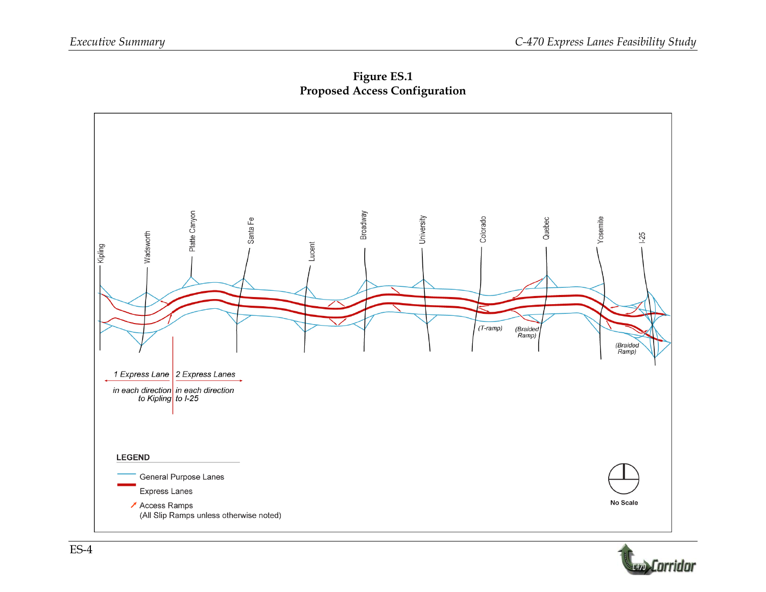**Figure ES.1**
**Proposed Access Configuration**

Kipling
Wadsworth
Platte Canyon
Santa Fe
Lucent
Broadway
University
Colorado
Quebec
Yosemite
I-25

(T-ramp)
(Braided Ramp)
(Braided Ramp)

1 Express Lane in each direction to Kipling
2 Express Lanes in each direction to I-25

LEGEND

General Purpose Lanes
Express Lanes
Access Ramps
(All Slip Ramps unless otherwise noted)

No Scale